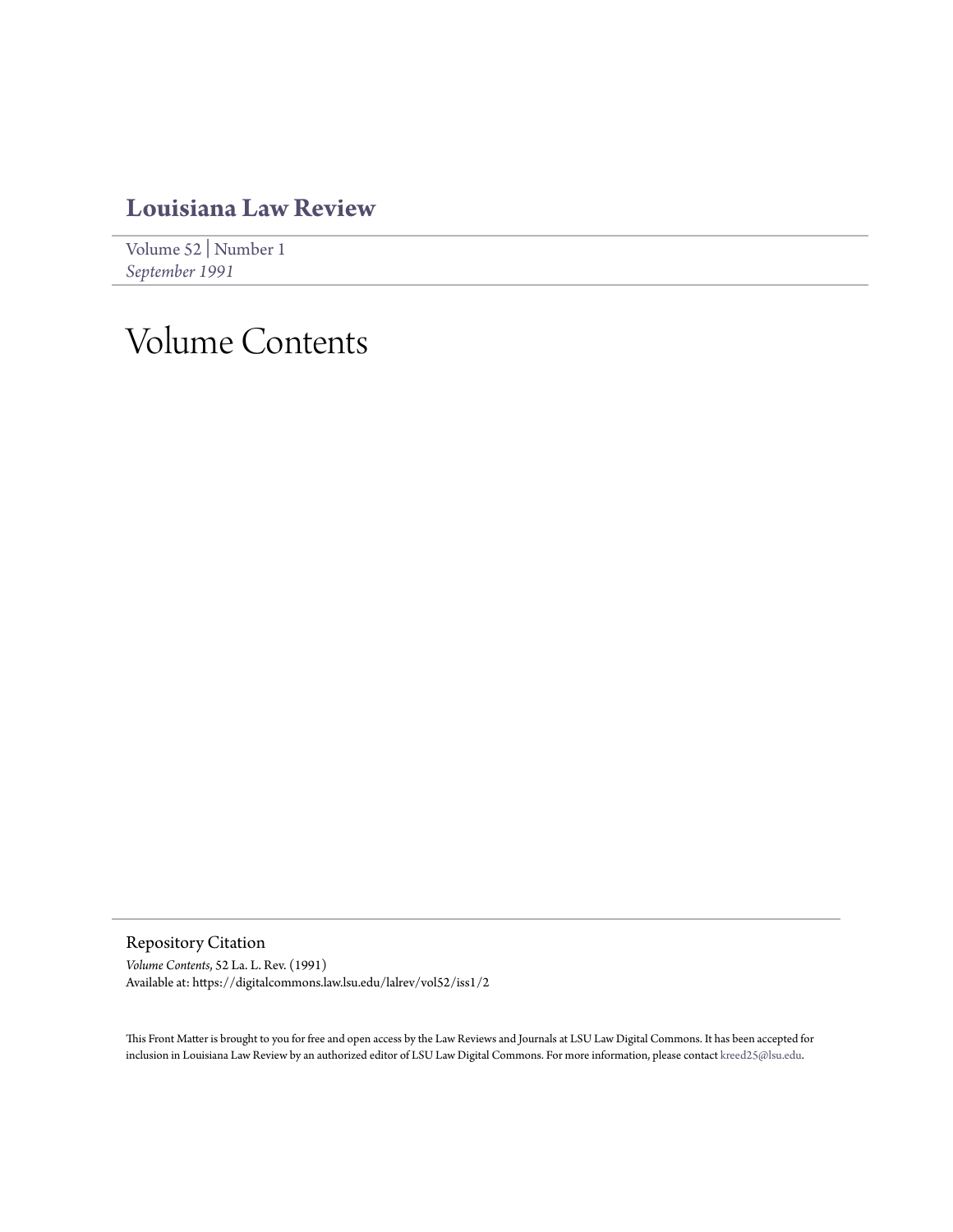# Louisiana Law Review

Volume 52 | Number 1
*September 1991*

# Volume Contents

## Repository Citation

*Volume Contents*, 52 La. L. Rev. (1991)
Available at: https://digitalcommons.law.lsu.edu/lalrev/vol52/iss1/2

This Front Matter is brought to you for free and open access by the Law Reviews and Journals at LSU Law Digital Commons. It has been accepted for inclusion in Louisiana Law Review by an authorized editor of LSU Law Digital Commons. For more information, please contact kreed25@lsu.edu.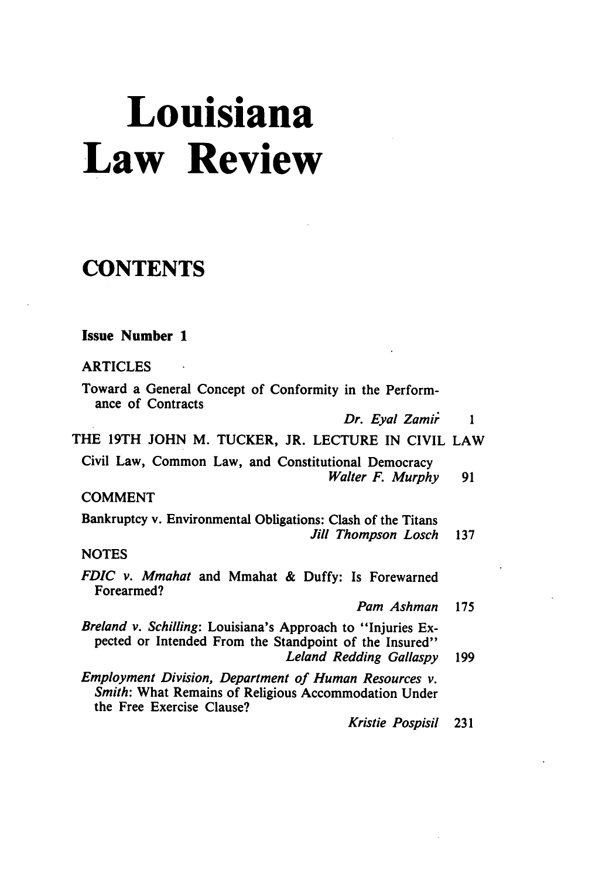# Louisiana Law Review

## CONTENTS

**Issue Number 1**

ARTICLES

Toward a General Concept of Conformity in the Performance of Contracts
*Dr. Eyal Zamir* 1

THE 19TH JOHN M. TUCKER, JR. LECTURE IN CIVIL LAW

Civil Law, Common Law, and Constitutional Democracy
*Walter F. Murphy* 91

COMMENT

Bankruptcy v. Environmental Obligations: Clash of the Titans
*Jill Thompson Losch* 137

NOTES

*FDIC v. Mmahat* and Mmahat & Duffy: Is Forewarned Forearmed?
*Pam Ashman* 175

*Breland v. Schilling*: Louisiana's Approach to "Injuries Expected or Intended From the Standpoint of the Insured"
*Leland Redding Gallaspy* 199

*Employment Division, Department of Human Resources v. Smith*: What Remains of Religious Accommodation Under the Free Exercise Clause?
*Kristie Pospisil* 231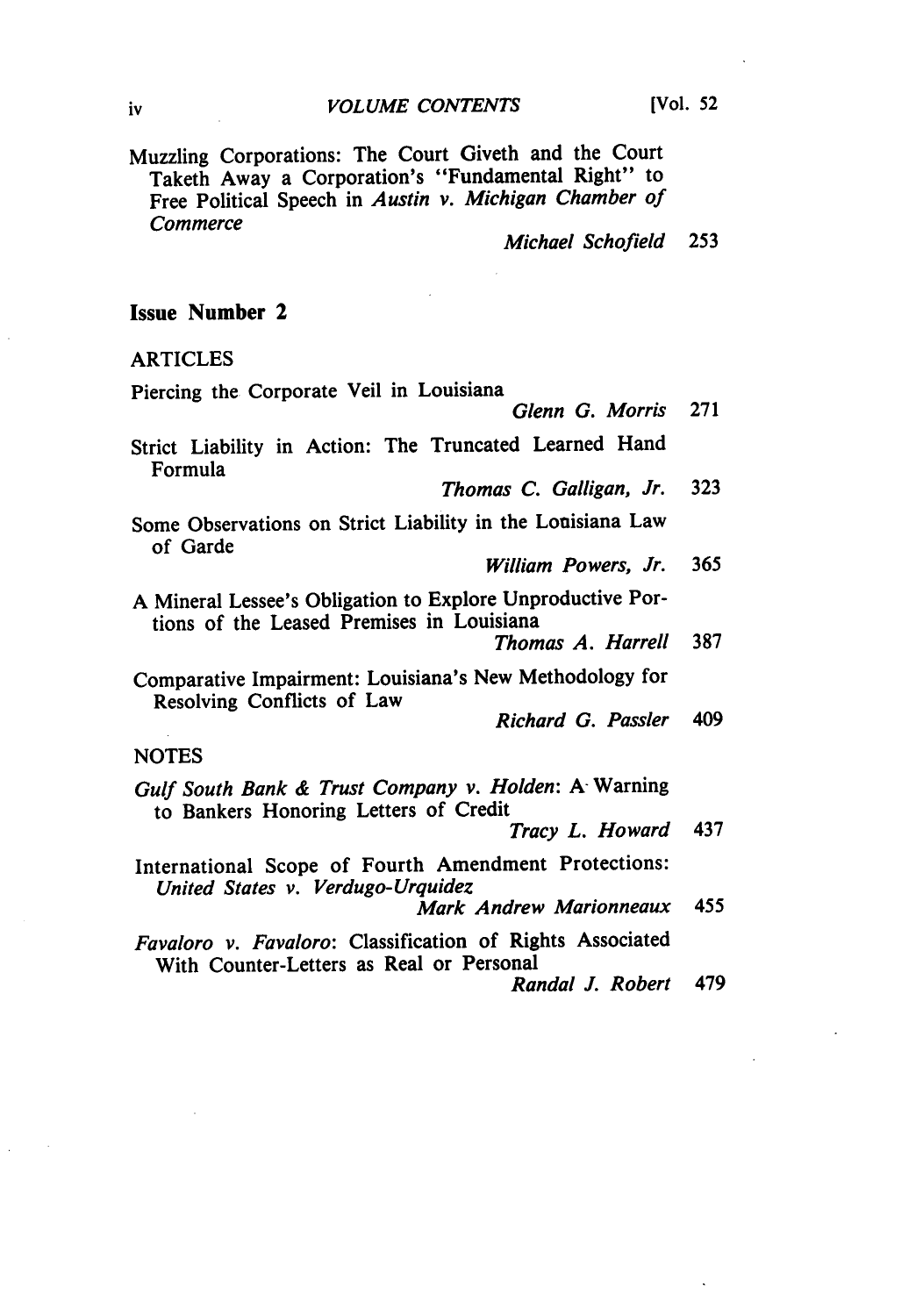Muzzling Corporations: The Court Giveth and the Court Taketh Away a Corporation's "Fundamental Right" to Free Political Speech in *Austin v. Michigan Chamber of Commerce*
*Michael Schofield* 253

## Issue Number 2

### ARTICLES

Piercing the Corporate Veil in Louisiana
*Glenn G. Morris* 271

Strict Liability in Action: The Truncated Learned Hand Formula
*Thomas C. Galligan, Jr.* 323

Some Observations on Strict Liability in the Louisiana Law of Garde
*William Powers, Jr.* 365

A Mineral Lessee's Obligation to Explore Unproductive Portions of the Leased Premises in Louisiana
*Thomas A. Harrell* 387

Comparative Impairment: Louisiana's New Methodology for Resolving Conflicts of Law
*Richard G. Passler* 409

### NOTES

*Gulf South Bank & Trust Company v. Holden*: A Warning to Bankers Honoring Letters of Credit
*Tracy L. Howard* 437

International Scope of Fourth Amendment Protections: *United States v. Verdugo-Urquidez*
*Mark Andrew Marionneaux* 455

*Favaloro v. Favaloro*: Classification of Rights Associated With Counter-Letters as Real or Personal
*Randal J. Robert* 479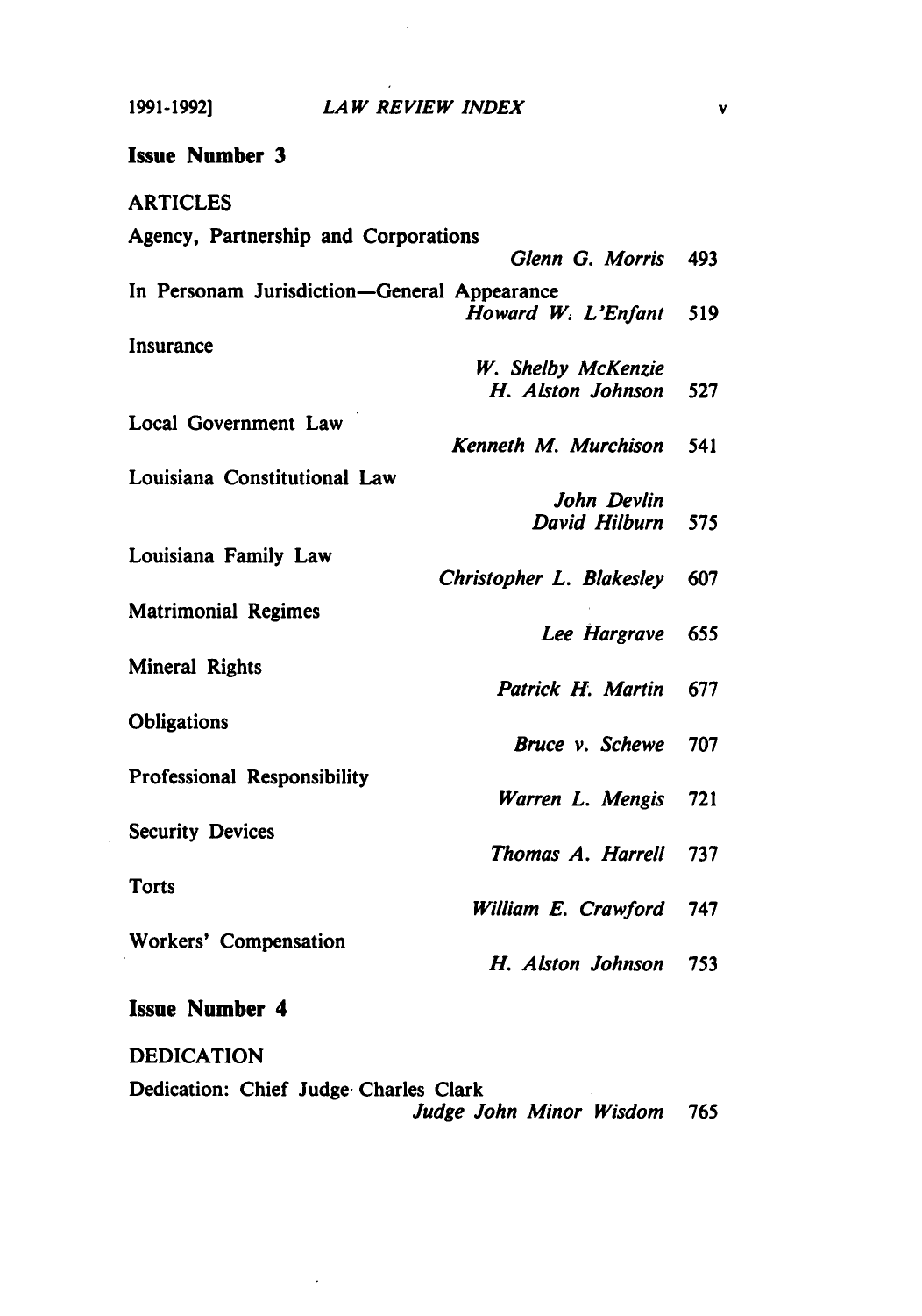## Issue Number 3

### ARTICLES

Agency, Partnership and Corporations
*Glenn G. Morris* 493

In Personam Jurisdiction—General Appearance
*Howard W. L'Enfant* 519

Insurance
*W. Shelby McKenzie*
*H. Alston Johnson* 527

Local Government Law
*Kenneth M. Murchison* 541

Louisiana Constitutional Law
*John Devlin*
*David Hilburn* 575

Louisiana Family Law
*Christopher L. Blakesley* 607

Matrimonial Regimes
*Lee Hargrave* 655

Mineral Rights
*Patrick H. Martin* 677

Obligations
*Bruce v. Schewe* 707

Professional Responsibility
*Warren L. Mengis* 721

Security Devices
*Thomas A. Harrell* 737

Torts
*William E. Crawford* 747

Workers' Compensation
*H. Alston Johnson* 753

## Issue Number 4

### DEDICATION

Dedication: Chief Judge Charles Clark
*Judge John Minor Wisdom* 765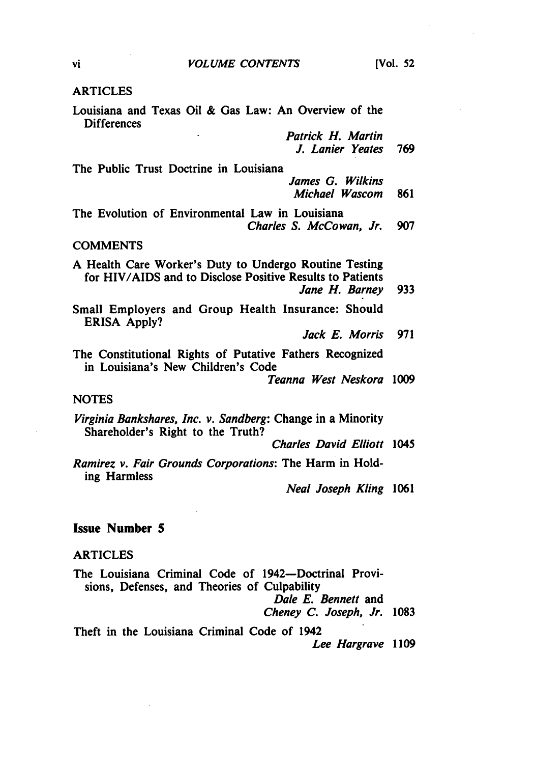## ARTICLES

Louisiana and Texas Oil & Gas Law: An Overview of the Differences
*Patrick H. Martin*
*J. Lanier Yeates* 769

The Public Trust Doctrine in Louisiana
*James G. Wilkins*
*Michael Wascom* 861

The Evolution of Environmental Law in Louisiana
*Charles S. McCowan, Jr.* 907

## COMMENTS

A Health Care Worker's Duty to Undergo Routine Testing for HIV/AIDS and to Disclose Positive Results to Patients
*Jane H. Barney* 933

Small Employers and Group Health Insurance: Should ERISA Apply?
*Jack E. Morris* 971

The Constitutional Rights of Putative Fathers Recognized in Louisiana's New Children's Code
*Teanna West Neskora* 1009

## NOTES

*Virginia Bankshares, Inc. v. Sandberg*: Change in a Minority Shareholder's Right to the Truth?
*Charles David Elliott* 1045

*Ramirez v. Fair Grounds Corporations*: The Harm in Holding Harmless
*Neal Joseph Kling* 1061

# Issue Number 5

## ARTICLES

The Louisiana Criminal Code of 1942—Doctrinal Provisions, Defenses, and Theories of Culpability
*Dale E. Bennett* and
*Cheney C. Joseph, Jr.* 1083

Theft in the Louisiana Criminal Code of 1942
*Lee Hargrave* 1109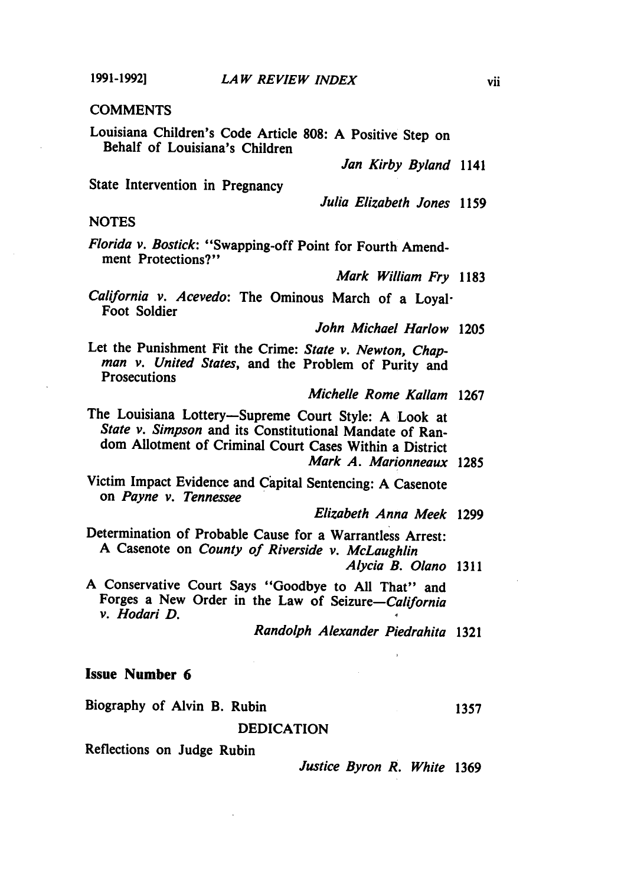## COMMENTS

Louisiana Children's Code Article 808: A Positive Step on Behalf of Louisiana's Children
*Jan Kirby Byland* 1141

State Intervention in Pregnancy
*Julia Elizabeth Jones* 1159

## NOTES

*Florida v. Bostick*: "Swapping-off Point for Fourth Amendment Protections?"
*Mark William Fry* 1183

*California v. Acevedo*: The Ominous March of a Loyal Foot Soldier
*John Michael Harlow* 1205

Let the Punishment Fit the Crime: *State v. Newton, Chapman v. United States*, and the Problem of Purity and Prosecutions
*Michelle Rome Kallam* 1267

The Louisiana Lottery—Supreme Court Style: A Look at *State v. Simpson* and its Constitutional Mandate of Random Allotment of Criminal Court Cases Within a District
*Mark A. Marionneaux* 1285

Victim Impact Evidence and Capital Sentencing: A Casenote on *Payne v. Tennessee*
*Elizabeth Anna Meek* 1299

Determination of Probable Cause for a Warrantless Arrest: A Casenote on *County of Riverside v. McLaughlin*
*Alycia B. Olano* 1311

A Conservative Court Says "Goodbye to All That" and Forges a New Order in the Law of Seizure—*California v. Hodari D.*
*Randolph Alexander Piedrahita* 1321

## Issue Number 6

Biography of Alvin B. Rubin 1357

## DEDICATION

Reflections on Judge Rubin
*Justice Byron R. White* 1369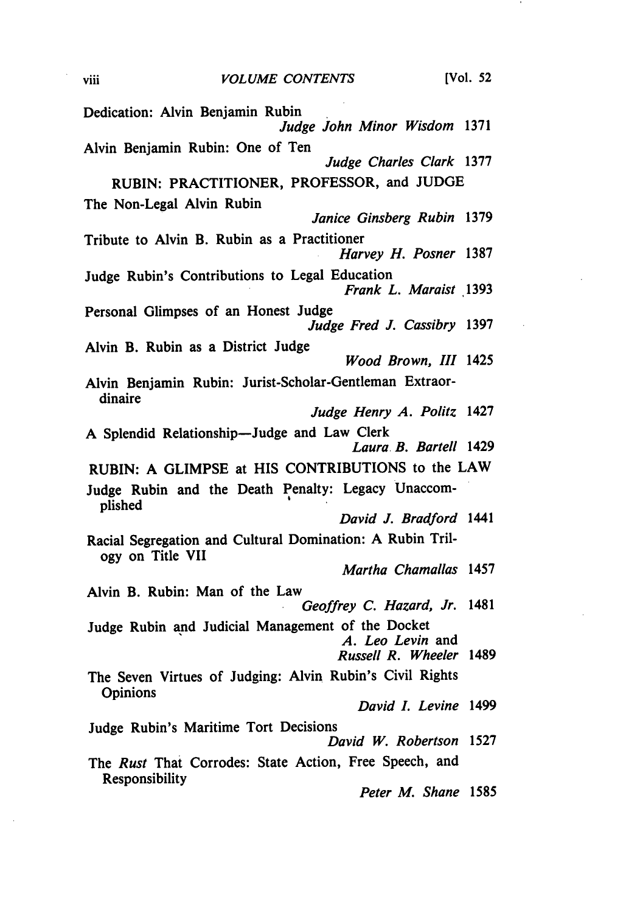Dedication: Alvin Benjamin Rubin
*Judge John Minor Wisdom* 1371

Alvin Benjamin Rubin: One of Ten
*Judge Charles Clark* 1377

## RUBIN: PRACTITIONER, PROFESSOR, and JUDGE

The Non-Legal Alvin Rubin
*Janice Ginsberg Rubin* 1379

Tribute to Alvin B. Rubin as a Practitioner
*Harvey H. Posner* 1387

Judge Rubin's Contributions to Legal Education
*Frank L. Maraist* 1393

Personal Glimpses of an Honest Judge
*Judge Fred J. Cassibry* 1397

Alvin B. Rubin as a District Judge
*Wood Brown, III* 1425

Alvin Benjamin Rubin: Jurist-Scholar-Gentleman Extraordinaire
*Judge Henry A. Politz* 1427

A Splendid Relationship—Judge and Law Clerk
*Laura B. Bartell* 1429

## RUBIN: A GLIMPSE at HIS CONTRIBUTIONS to the LAW

Judge Rubin and the Death Penalty: Legacy Unaccomplished
*David J. Bradford* 1441

Racial Segregation and Cultural Domination: A Rubin Trilogy on Title VII
*Martha Chamallas* 1457

Alvin B. Rubin: Man of the Law
*Geoffrey C. Hazard, Jr.* 1481

Judge Rubin and Judicial Management of the Docket
*A. Leo Levin* and
*Russell R. Wheeler* 1489

The Seven Virtues of Judging: Alvin Rubin's Civil Rights Opinions
*David I. Levine* 1499

Judge Rubin's Maritime Tort Decisions
*David W. Robertson* 1527

The *Rust* That Corrodes: State Action, Free Speech, and Responsibility
*Peter M. Shane* 1585